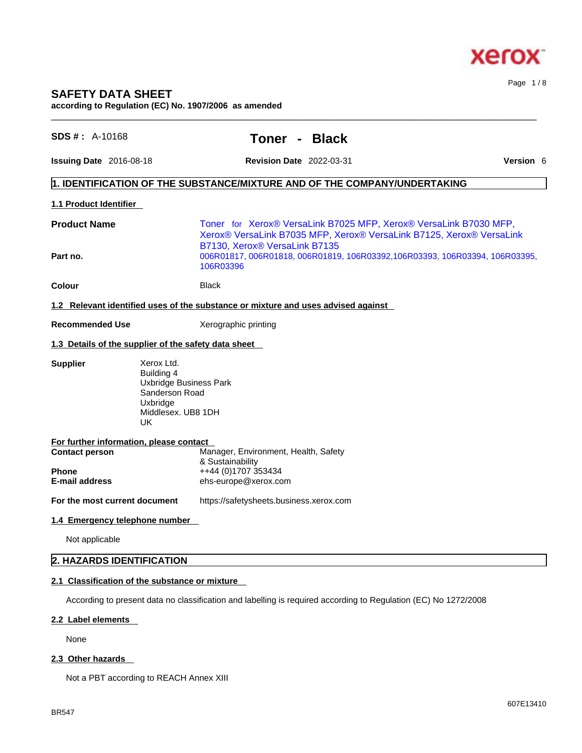# SAFETY DATA SHEET

**according to Regulation (EC) No. 1907/2006 as amended**

**SDS # :** A-10168 **Toner - Black**

**Issuing Date** 2016-08-18 **Revision Date** 2022-03-31 **Version** 6

## 1. IDENTIFICATION OF THE SUBSTANCE/MIXTURE AND OF THE COMPANY/UNDERTAKING

### 1.1 Product Identifier

**Product Name** Toner for Xerox® VersaLink B7025 MFP, Xerox® VersaLink B7030 MFP, Xerox® VersaLink B7035 MFP, Xerox® VersaLink B7125, Xerox® VersaLink B7130, Xerox® VersaLink B7135

**Part no.** 006R01817, 006R01818, 006R01819, 106R03392,106R03393, 106R03394, 106R03395, 106R03396

**Colour** Black

### 1.2 Relevant identified uses of the substance or mixture and uses advised against

**Recommended Use** Xerographic printing

### 1.3 Details of the supplier of the safety data sheet

**Supplier**
Xerox Ltd.
Building 4
Uxbridge Business Park
Sanderson Road
Uxbridge
Middlesex. UB8 1DH
UK

**For further information, please contact**

**Contact person** Manager, Environment, Health, Safety & Sustainability
**Phone** ++44 (0)1707 353434
**E-mail address** ehs-europe@xerox.com

**For the most current document** https://safetysheets.business.xerox.com

### 1.4 Emergency telephone number

Not applicable

## 2. HAZARDS IDENTIFICATION

### 2.1 Classification of the substance or mixture

According to present data no classification and labelling is required according to Regulation (EC) No 1272/2008

### 2.2 Label elements

None

### 2.3 Other hazards

Not a PBT according to REACH Annex XIII

BR547

607E13410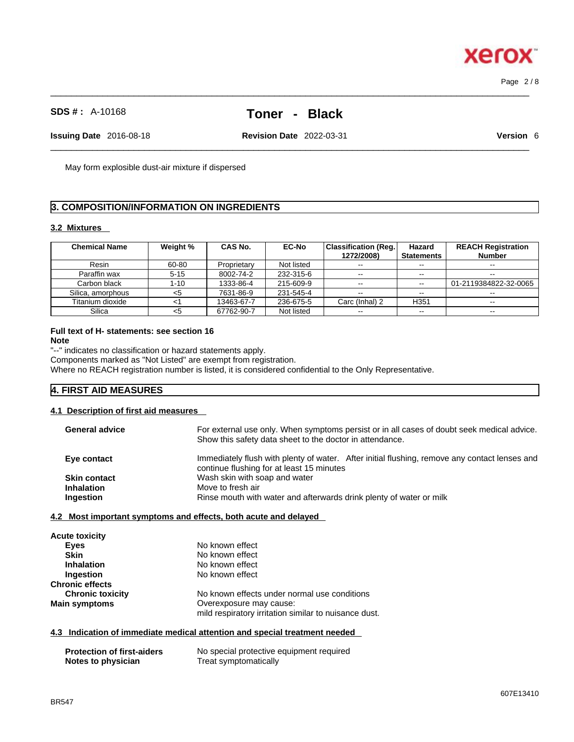May form explosible dust-air mixture if dispersed

## 3. COMPOSITION/INFORMATION ON INGREDIENTS

### 3.2 Mixtures

| Chemical Name | Weight % | CAS No. | EC-No | Classification (Reg. 1272/2008) | Hazard Statements | REACH Registration Number |
|---|---|---|---|---|---|---|
| Resin | 60-80 | Proprietary | Not listed | -- | -- | -- |
| Paraffin wax | 5-15 | 8002-74-2 | 232-315-6 | -- | -- | -- |
| Carbon black | 1-10 | 1333-86-4 | 215-609-9 | -- | -- | 01-2119384822-32-0065 |
| Silica, amorphous | <5 | 7631-86-9 | 231-545-4 | -- | -- | -- |
| Titanium dioxide | <1 | 13463-67-7 | 236-675-5 | Carc (Inhal) 2 | H351 | -- |
| Silica | <5 | 67762-90-7 | Not listed | -- | -- | -- |

**Full text of H- statements: see section 16**

**Note**

"--" indicates no classification or hazard statements apply.
Components marked as "Not Listed" are exempt from registration.
Where no REACH registration number is listed, it is considered confidential to the Only Representative.

## 4. FIRST AID MEASURES

### 4.1 Description of first aid measures

**General advice** For external use only. When symptoms persist or in all cases of doubt seek medical advice. Show this safety data sheet to the doctor in attendance.

**Eye contact** Immediately flush with plenty of water. After initial flushing, remove any contact lenses and continue flushing for at least 15 minutes

**Skin contact** Wash skin with soap and water

**Inhalation** Move to fresh air

**Ingestion** Rinse mouth with water and afterwards drink plenty of water or milk

### 4.2 Most important symptoms and effects, both acute and delayed

**Acute toxicity**

**Eyes** No known effect

**Skin** No known effect

**Inhalation** No known effect

**Ingestion** No known effect

**Chronic effects**

**Chronic toxicity** No known effects under normal use conditions

**Main symptoms** Overexposure may cause:
mild respiratory irritation similar to nuisance dust.

### 4.3 Indication of immediate medical attention and special treatment needed

**Protection of first-aiders** No special protective equipment required

**Notes to physician** Treat symptomatically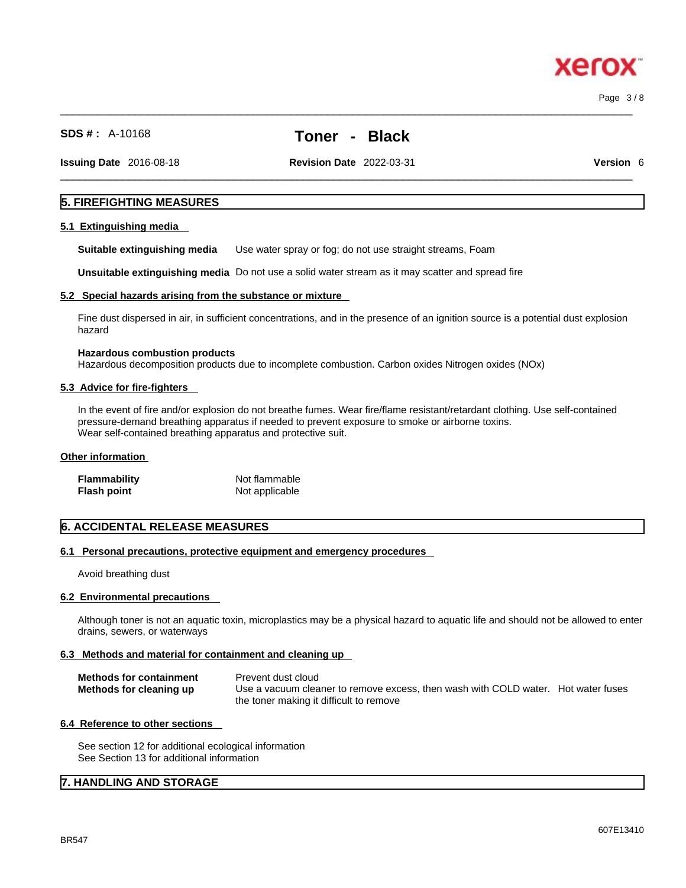## 5. FIREFIGHTING MEASURES

### 5.1 Extinguishing media

| | |
|---|---|
| **Suitable extinguishing media** | Use water spray or fog; do not use straight streams, Foam |
| **Unsuitable extinguishing media** | Do not use a solid water stream as it may scatter and spread fire |

### 5.2 Special hazards arising from the substance or mixture

Fine dust dispersed in air, in sufficient concentrations, and in the presence of an ignition source is a potential dust explosion hazard

**Hazardous combustion products**
Hazardous decomposition products due to incomplete combustion. Carbon oxides Nitrogen oxides (NOx)

### 5.3 Advice for fire-fighters

In the event of fire and/or explosion do not breathe fumes. Wear fire/flame resistant/retardant clothing. Use self-contained pressure-demand breathing apparatus if needed to prevent exposure to smoke or airborne toxins.
Wear self-contained breathing apparatus and protective suit.

### Other information

| | |
|---|---|
| **Flammability** | Not flammable |
| **Flash point** | Not applicable |

## 6. ACCIDENTAL RELEASE MEASURES

### 6.1 Personal precautions, protective equipment and emergency procedures

Avoid breathing dust

### 6.2 Environmental precautions

Although toner is not an aquatic toxin, microplastics may be a physical hazard to aquatic life and should not be allowed to enter drains, sewers, or waterways

### 6.3 Methods and material for containment and cleaning up

| | |
|---|---|
| **Methods for containment** | Prevent dust cloud |
| **Methods for cleaning up** | Use a vacuum cleaner to remove excess, then wash with COLD water. Hot water fuses the toner making it difficult to remove |

### 6.4 Reference to other sections

See section 12 for additional ecological information
See Section 13 for additional information

## 7. HANDLING AND STORAGE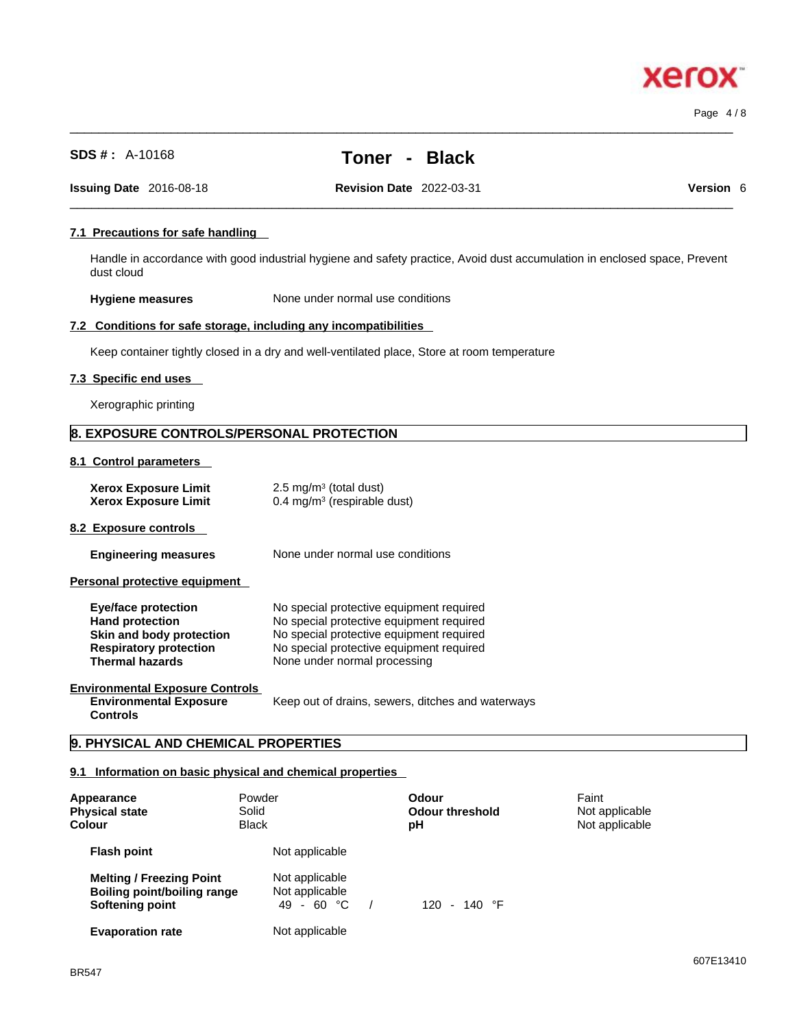#### 7.1 Precautions for safe handling

Handle in accordance with good industrial hygiene and safety practice, Avoid dust accumulation in enclosed space, Prevent dust cloud

**Hygiene measures** None under normal use conditions

#### 7.2 Conditions for safe storage, including any incompatibilities

Keep container tightly closed in a dry and well-ventilated place, Store at room temperature

#### 7.3 Specific end uses

Xerographic printing

## 8. EXPOSURE CONTROLS/PERSONAL PROTECTION

#### 8.1 Control parameters

**Xerox Exposure Limit** 2.5 mg/m³ (total dust)
**Xerox Exposure Limit** 0.4 mg/m³ (respirable dust)

#### 8.2 Exposure controls

**Engineering measures** None under normal use conditions

#### Personal protective equipment

| | |
|---|---|
| **Eye/face protection** | No special protective equipment required |
| **Hand protection** | No special protective equipment required |
| **Skin and body protection** | No special protective equipment required |
| **Respiratory protection** | No special protective equipment required |
| **Thermal hazards** | None under normal processing |

#### Environmental Exposure Controls

**Environmental Exposure Controls** Keep out of drains, sewers, ditches and waterways

## 9. PHYSICAL AND CHEMICAL PROPERTIES

#### 9.1 Information on basic physical and chemical properties

| | | | |
|---|---|---|---|
| **Appearance** | Powder | **Odour** | Faint |
| **Physical state** | Solid | **Odour threshold** | Not applicable |
| **Colour** | Black | **pH** | Not applicable |

| | | |
|---|---|---|
| **Flash point** | Not applicable | |
| **Melting / Freezing Point** | Not applicable | |
| **Boiling point/boiling range** | Not applicable | |
| **Softening point** | 49 - 60 °C / | 120 - 140 °F |
| **Evaporation rate** | Not applicable | |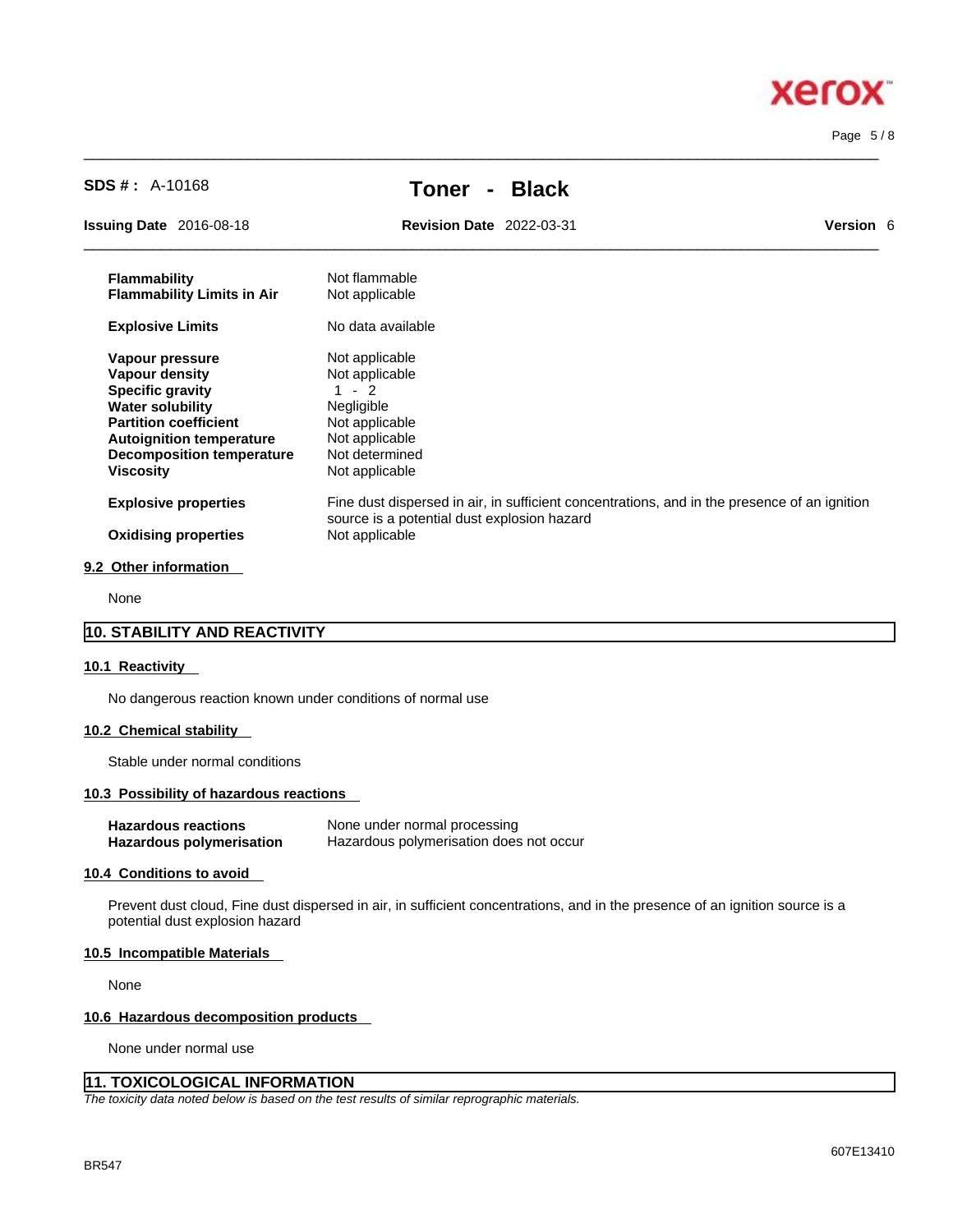| | |
|---|---|
| **Flammability** | Not flammable |
| **Flammability Limits in Air** | Not applicable |
| **Explosive Limits** | No data available |
| **Vapour pressure** | Not applicable |
| **Vapour density** | Not applicable |
| **Specific gravity** | 1 - 2 |
| **Water solubility** | Negligible |
| **Partition coefficient** | Not applicable |
| **Autoignition temperature** | Not applicable |
| **Decomposition temperature** | Not determined |
| **Viscosity** | Not applicable |
| **Explosive properties** | Fine dust dispersed in air, in sufficient concentrations, and in the presence of an ignition source is a potential dust explosion hazard |
| **Oxidising properties** | Not applicable |

### 9.2 Other information

None

## 10. STABILITY AND REACTIVITY

### 10.1 Reactivity

No dangerous reaction known under conditions of normal use

### 10.2 Chemical stability

Stable under normal conditions

### 10.3 Possibility of hazardous reactions

| | |
|---|---|
| **Hazardous reactions** | None under normal processing |
| **Hazardous polymerisation** | Hazardous polymerisation does not occur |

### 10.4 Conditions to avoid

Prevent dust cloud, Fine dust dispersed in air, in sufficient concentrations, and in the presence of an ignition source is a potential dust explosion hazard

### 10.5 Incompatible Materials

None

### 10.6 Hazardous decomposition products

None under normal use

## 11. TOXICOLOGICAL INFORMATION

*The toxicity data noted below is based on the test results of similar reprographic materials.*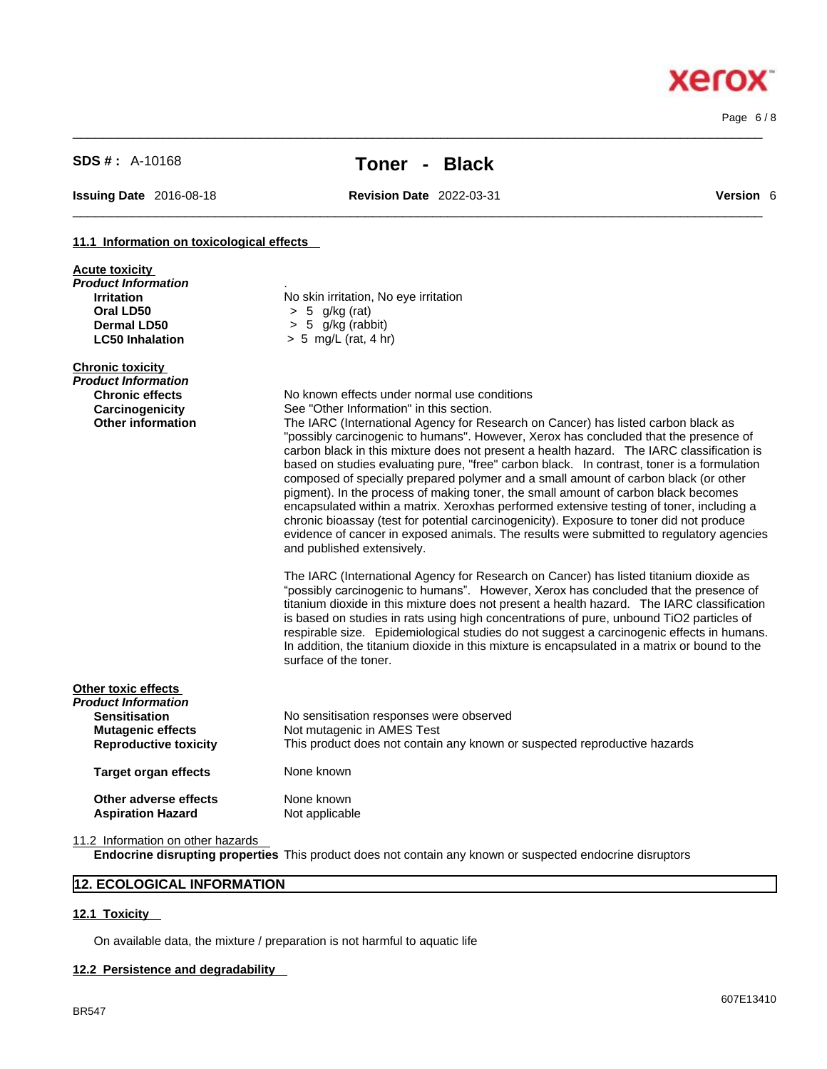**SDS # :** A-10168

# Toner - Black

**Issuing Date** 2016-08-18 **Revision Date** 2022-03-31 **Version** 6

### 11.1 Information on toxicological effects

**Acute toxicity**

***Product Information***

| | |
|---|---|
| **Irritation** | No skin irritation, No eye irritation |
| **Oral LD50** | > 5 g/kg (rat) |
| **Dermal LD50** | > 5 g/kg (rabbit) |
| **LC50 Inhalation** | > 5 mg/L (rat, 4 hr) |

**Chronic toxicity**

***Product Information***

| | |
|---|---|
| **Chronic effects** | No known effects under normal use conditions |
| **Carcinogenicity** | See "Other Information" in this section. |
| **Other information** | The IARC (International Agency for Research on Cancer) has listed carbon black as "possibly carcinogenic to humans". However, Xerox has concluded that the presence of carbon black in this mixture does not present a health hazard. The IARC classification is based on studies evaluating pure, "free" carbon black. In contrast, toner is a formulation composed of specially prepared polymer and a small amount of carbon black (or other pigment). In the process of making toner, the small amount of carbon black becomes encapsulated within a matrix. Xeroxhas performed extensive testing of toner, including a chronic bioassay (test for potential carcinogenicity). Exposure to toner did not produce evidence of cancer in exposed animals. The results were submitted to regulatory agencies and published extensively. |

The IARC (International Agency for Research on Cancer) has listed titanium dioxide as "possibly carcinogenic to humans". However, Xerox has concluded that the presence of titanium dioxide in this mixture does not present a health hazard. The IARC classification is based on studies in rats using high concentrations of pure, unbound $TiO_2$ particles of respirable size. Epidemiological studies do not suggest a carcinogenic effects in humans. In addition, the titanium dioxide in this mixture is encapsulated in a matrix or bound to the surface of the toner.

**Other toxic effects**

***Product Information***

| | |
|---|---|
| **Sensitisation** | No sensitisation responses were observed |
| **Mutagenic effects** | Not mutagenic in AMES Test |
| **Reproductive toxicity** | This product does not contain any known or suspected reproductive hazards |
| **Target organ effects** | None known |
| **Other adverse effects** | None known |
| **Aspiration Hazard** | Not applicable |

### 11.2 Information on other hazards

**Endocrine disrupting properties** This product does not contain any known or suspected endocrine disruptors

## 12. ECOLOGICAL INFORMATION

### 12.1 Toxicity

On available data, the mixture / preparation is not harmful to aquatic life

### 12.2 Persistence and degradability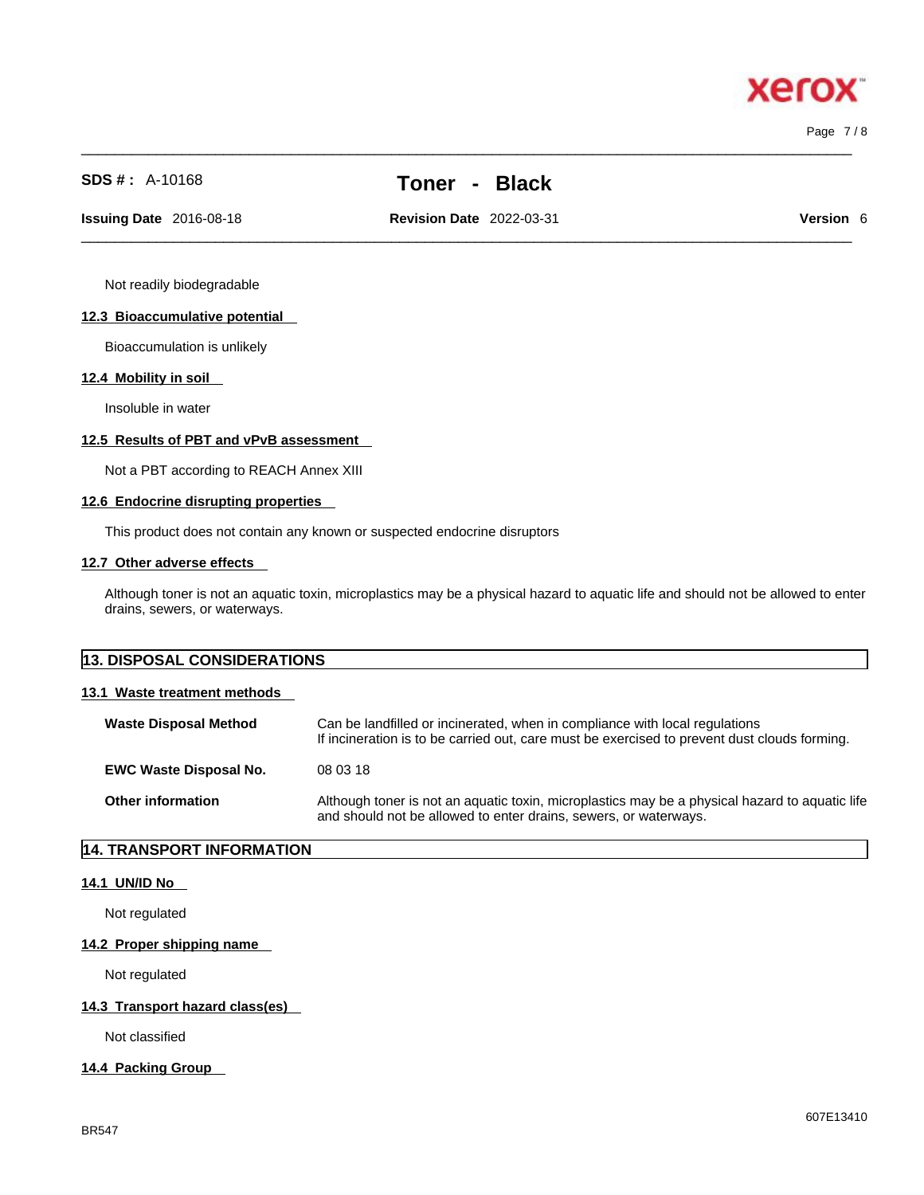Not readily biodegradable

### 12.3 Bioaccumulative potential

Bioaccumulation is unlikely

### 12.4 Mobility in soil

Insoluble in water

### 12.5 Results of PBT and vPvB assessment

Not a PBT according to REACH Annex XIII

### 12.6 Endocrine disrupting properties

This product does not contain any known or suspected endocrine disruptors

### 12.7 Other adverse effects

Although toner is not an aquatic toxin, microplastics may be a physical hazard to aquatic life and should not be allowed to enter drains, sewers, or waterways.

## 13. DISPOSAL CONSIDERATIONS

### 13.1 Waste treatment methods

| | |
|---|---|
| **Waste Disposal Method** | Can be landfilled or incinerated, when in compliance with local regulations<br>If incineration is to be carried out, care must be exercised to prevent dust clouds forming. |
| **EWC Waste Disposal No.** | 08 03 18 |
| **Other information** | Although toner is not an aquatic toxin, microplastics may be a physical hazard to aquatic life and should not be allowed to enter drains, sewers, or waterways. |

## 14. TRANSPORT INFORMATION

### 14.1 UN/ID No

Not regulated

### 14.2 Proper shipping name

Not regulated

### 14.3 Transport hazard class(es)

Not classified

### 14.4 Packing Group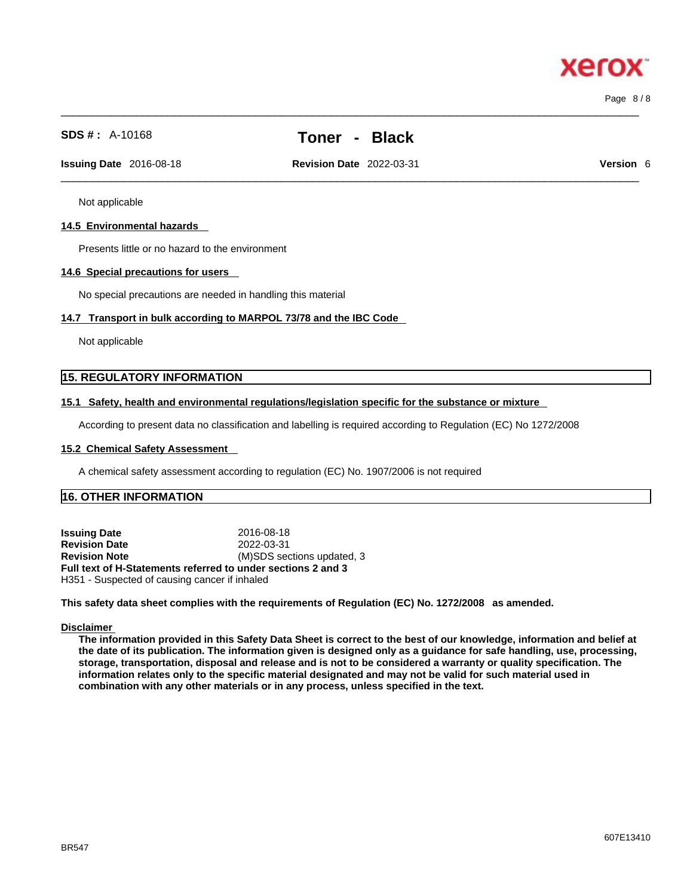Not applicable

#### 14.5 Environmental hazards

Presents little or no hazard to the environment

#### 14.6 Special precautions for users

No special precautions are needed in handling this material

#### 14.7 Transport in bulk according to MARPOL 73/78 and the IBC Code

Not applicable

## 15. REGULATORY INFORMATION

#### 15.1 Safety, health and environmental regulations/legislation specific for the substance or mixture

According to present data no classification and labelling is required according to Regulation (EC) No 1272/2008

#### 15.2 Chemical Safety Assessment

A chemical safety assessment according to regulation (EC) No. 1907/2006 is not required

## 16. OTHER INFORMATION

**Issuing Date** 2016-08-18
**Revision Date** 2022-03-31
**Revision Note** (M)SDS sections updated, 3
**Full text of H-Statements referred to under sections 2 and 3**
H351 - Suspected of causing cancer if inhaled

**This safety data sheet complies with the requirements of Regulation (EC) No. 1272/2008 as amended.**

**Disclaimer**

**The information provided in this Safety Data Sheet is correct to the best of our knowledge, information and belief at the date of its publication. The information given is designed only as a guidance for safe handling, use, processing, storage, transportation, disposal and release and is not to be considered a warranty or quality specification. The information relates only to the specific material designated and may not be valid for such material used in combination with any other materials or in any process, unless specified in the text.**